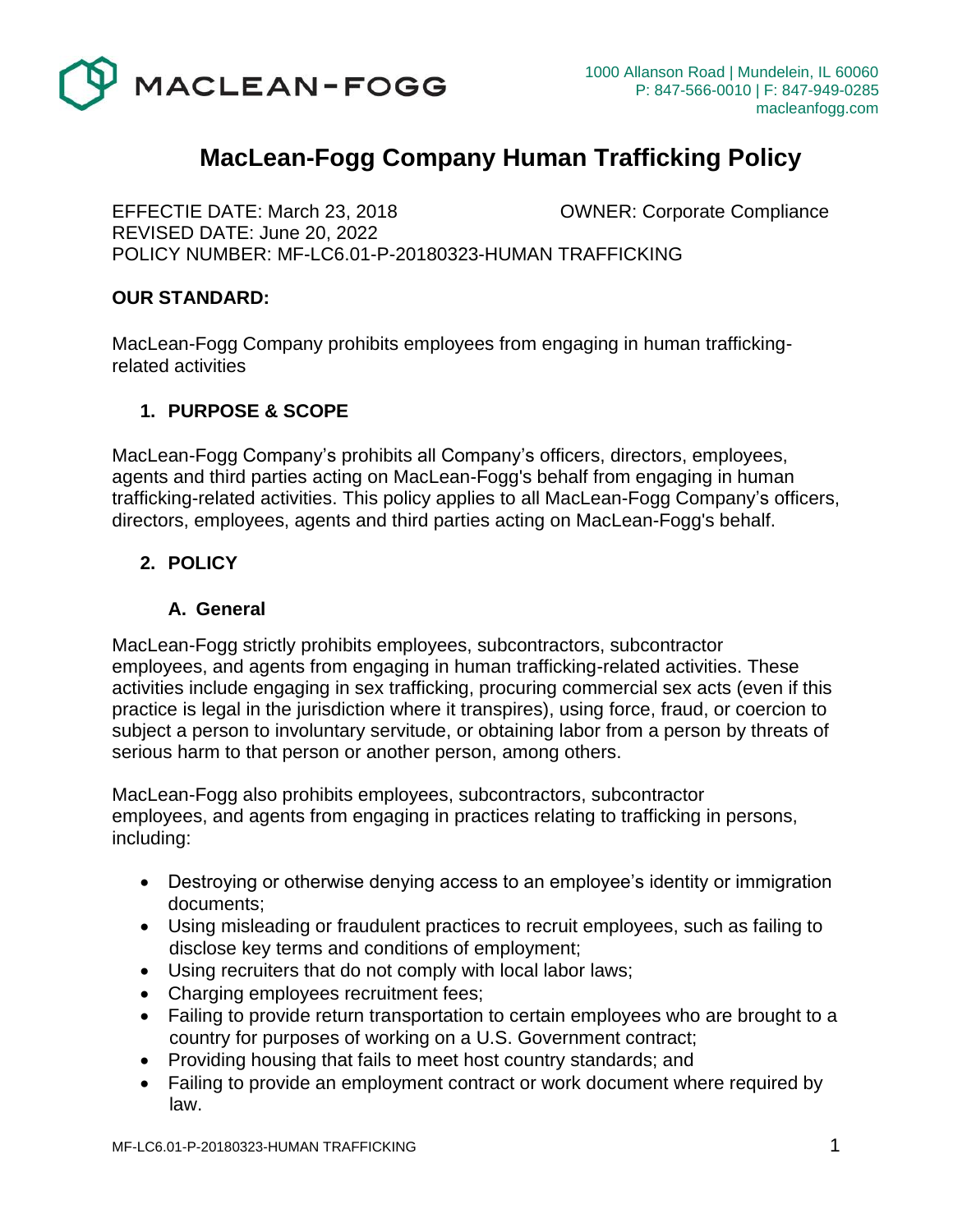MACLEAN-FOGG

1000 Allanson Road | Mundelein, IL 60060
P: 847-566-0010 | F: 847-949-0285
macleanfogg.com

# MacLean-Fogg Company Human Trafficking Policy

EFFECTIE DATE: March 23, 2018 OWNER: Corporate Compliance
REVISED DATE: June 20, 2022
POLICY NUMBER: MF-LC6.01-P-20180323-HUMAN TRAFFICKING

**OUR STANDARD:**

MacLean-Fogg Company prohibits employees from engaging in human trafficking-related activities

## 1. PURPOSE & SCOPE

MacLean-Fogg Company's prohibits all Company's officers, directors, employees, agents and third parties acting on MacLean-Fogg's behalf from engaging in human trafficking-related activities. This policy applies to all MacLean-Fogg Company's officers, directors, employees, agents and third parties acting on MacLean-Fogg's behalf.

## 2. POLICY

### A. General

MacLean-Fogg strictly prohibits employees, subcontractors, subcontractor employees, and agents from engaging in human trafficking-related activities. These activities include engaging in sex trafficking, procuring commercial sex acts (even if this practice is legal in the jurisdiction where it transpires), using force, fraud, or coercion to subject a person to involuntary servitude, or obtaining labor from a person by threats of serious harm to that person or another person, among others.

MacLean-Fogg also prohibits employees, subcontractors, subcontractor employees, and agents from engaging in practices relating to trafficking in persons, including:

- Destroying or otherwise denying access to an employee's identity or immigration documents;
- Using misleading or fraudulent practices to recruit employees, such as failing to disclose key terms and conditions of employment;
- Using recruiters that do not comply with local labor laws;
- Charging employees recruitment fees;
- Failing to provide return transportation to certain employees who are brought to a country for purposes of working on a U.S. Government contract;
- Providing housing that fails to meet host country standards; and
- Failing to provide an employment contract or work document where required by law.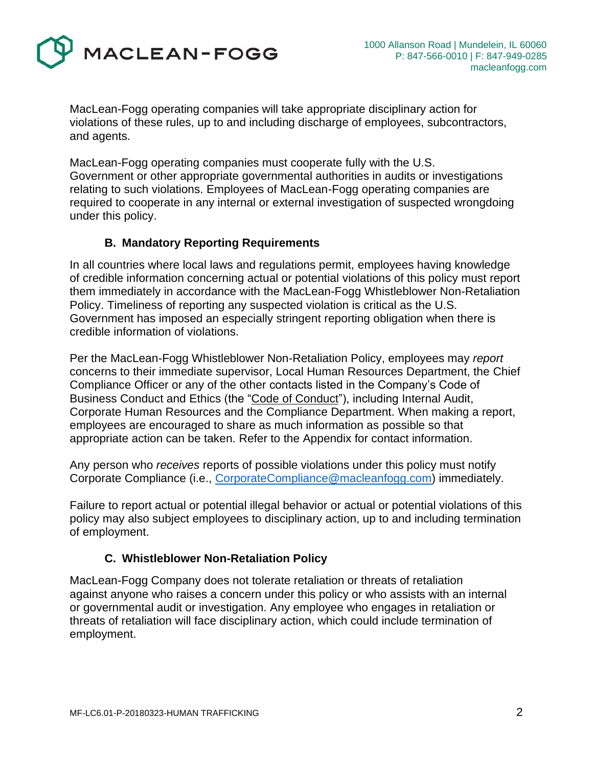MacLean-Fogg operating companies will take appropriate disciplinary action for violations of these rules, up to and including discharge of employees, subcontractors, and agents.

MacLean-Fogg operating companies must cooperate fully with the U.S. Government or other appropriate governmental authorities in audits or investigations relating to such violations. Employees of MacLean-Fogg operating companies are required to cooperate in any internal or external investigation of suspected wrongdoing under this policy.

### B. Mandatory Reporting Requirements

In all countries where local laws and regulations permit, employees having knowledge of credible information concerning actual or potential violations of this policy must report them immediately in accordance with the MacLean-Fogg Whistleblower Non-Retaliation Policy. Timeliness of reporting any suspected violation is critical as the U.S. Government has imposed an especially stringent reporting obligation when there is credible information of violations.

Per the MacLean-Fogg Whistleblower Non-Retaliation Policy, employees may *report* concerns to their immediate supervisor, Local Human Resources Department, the Chief Compliance Officer or any of the other contacts listed in the Company's Code of Business Conduct and Ethics (the "Code of Conduct"), including Internal Audit, Corporate Human Resources and the Compliance Department. When making a report, employees are encouraged to share as much information as possible so that appropriate action can be taken. Refer to the Appendix for contact information.

Any person who *receives* reports of possible violations under this policy must notify Corporate Compliance (i.e., CorporateCompliance@macleanfogg.com) immediately.

Failure to report actual or potential illegal behavior or actual or potential violations of this policy may also subject employees to disciplinary action, up to and including termination of employment.

### C. Whistleblower Non-Retaliation Policy

MacLean-Fogg Company does not tolerate retaliation or threats of retaliation against anyone who raises a concern under this policy or who assists with an internal or governmental audit or investigation. Any employee who engages in retaliation or threats of retaliation will face disciplinary action, which could include termination of employment.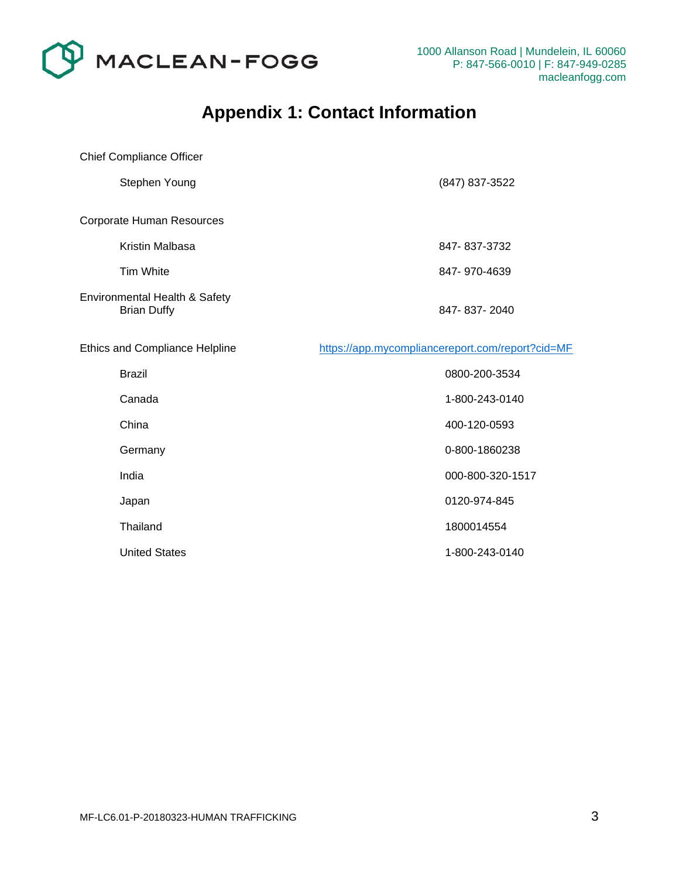# Appendix 1: Contact Information

| | |
|---|---|
| Chief Compliance Officer | |
| Stephen Young | (847) 837-3522 |
| Corporate Human Resources | |
| Kristin Malbasa | 847- 837-3732 |
| Tim White | 847- 970-4639 |
| Environmental Health & Safety | |
| Brian Duffy | 847- 837- 2040 |
| Ethics and Compliance Helpline | https://app.mycompliancereport.com/report?cid=MF |
| Brazil | 0800-200-3534 |
| Canada | 1-800-243-0140 |
| China | 400-120-0593 |
| Germany | 0-800-1860238 |
| India | 000-800-320-1517 |
| Japan | 0120-974-845 |
| Thailand | 1800014554 |
| United States | 1-800-243-0140 |